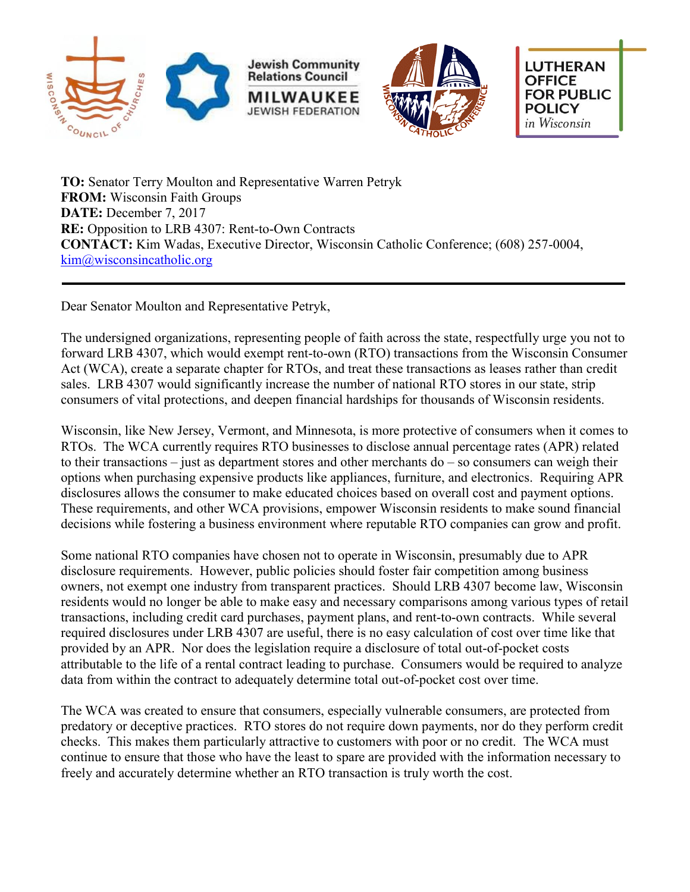Wisconsin Council of Churches | Jewish Community Relations Council MILWAUKEE JEWISH FEDERATION | Wisconsin Catholic Conference | LUTHERAN OFFICE FOR PUBLIC POLICY *in Wisconsin*

**TO:** Senator Terry Moulton and Representative Warren Petryk
**FROM:** Wisconsin Faith Groups
**DATE:** December 7, 2017
**RE:** Opposition to LRB 4307: Rent-to-Own Contracts
**CONTACT:** Kim Wadas, Executive Director, Wisconsin Catholic Conference; (608) 257-0004, kim@wisconsincatholic.org

---

Dear Senator Moulton and Representative Petryk,

The undersigned organizations, representing people of faith across the state, respectfully urge you not to forward LRB 4307, which would exempt rent-to-own (RTO) transactions from the Wisconsin Consumer Act (WCA), create a separate chapter for RTOs, and treat these transactions as leases rather than credit sales. LRB 4307 would significantly increase the number of national RTO stores in our state, strip consumers of vital protections, and deepen financial hardships for thousands of Wisconsin residents.

Wisconsin, like New Jersey, Vermont, and Minnesota, is more protective of consumers when it comes to RTOs. The WCA currently requires RTO businesses to disclose annual percentage rates (APR) related to their transactions – just as department stores and other merchants do – so consumers can weigh their options when purchasing expensive products like appliances, furniture, and electronics. Requiring APR disclosures allows the consumer to make educated choices based on overall cost and payment options. These requirements, and other WCA provisions, empower Wisconsin residents to make sound financial decisions while fostering a business environment where reputable RTO companies can grow and profit.

Some national RTO companies have chosen not to operate in Wisconsin, presumably due to APR disclosure requirements. However, public policies should foster fair competition among business owners, not exempt one industry from transparent practices. Should LRB 4307 become law, Wisconsin residents would no longer be able to make easy and necessary comparisons among various types of retail transactions, including credit card purchases, payment plans, and rent-to-own contracts. While several required disclosures under LRB 4307 are useful, there is no easy calculation of cost over time like that provided by an APR. Nor does the legislation require a disclosure of total out-of-pocket costs attributable to the life of a rental contract leading to purchase. Consumers would be required to analyze data from within the contract to adequately determine total out-of-pocket cost over time.

The WCA was created to ensure that consumers, especially vulnerable consumers, are protected from predatory or deceptive practices. RTO stores do not require down payments, nor do they perform credit checks. This makes them particularly attractive to customers with poor or no credit. The WCA must continue to ensure that those who have the least to spare are provided with the information necessary to freely and accurately determine whether an RTO transaction is truly worth the cost.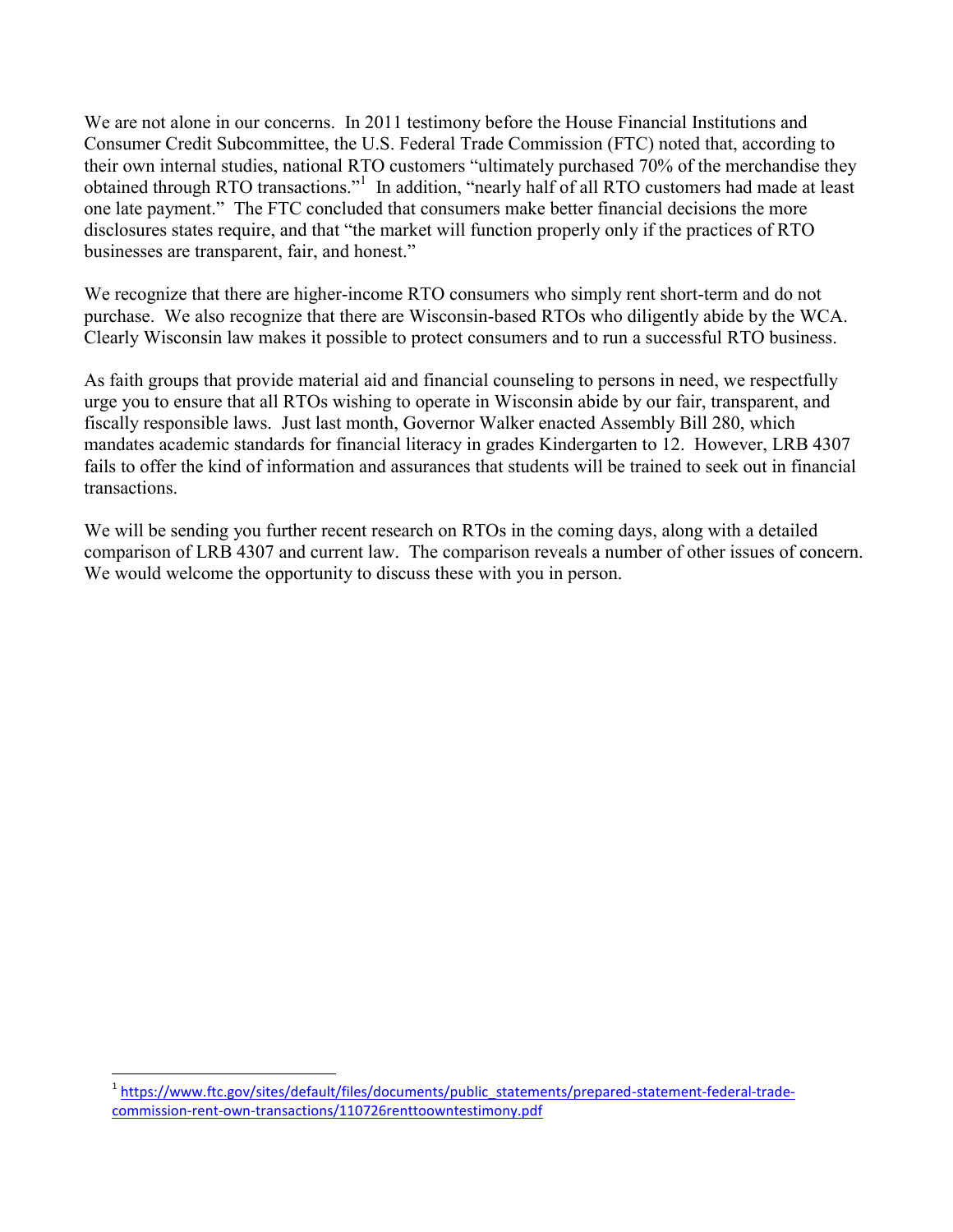We are not alone in our concerns. In 2011 testimony before the House Financial Institutions and Consumer Credit Subcommittee, the U.S. Federal Trade Commission (FTC) noted that, according to their own internal studies, national RTO customers "ultimately purchased 70% of the merchandise they obtained through RTO transactions."[1] In addition, "nearly half of all RTO customers had made at least one late payment." The FTC concluded that consumers make better financial decisions the more disclosures states require, and that "the market will function properly only if the practices of RTO businesses are transparent, fair, and honest."

We recognize that there are higher-income RTO consumers who simply rent short-term and do not purchase. We also recognize that there are Wisconsin-based RTOs who diligently abide by the WCA. Clearly Wisconsin law makes it possible to protect consumers and to run a successful RTO business.

As faith groups that provide material aid and financial counseling to persons in need, we respectfully urge you to ensure that all RTOs wishing to operate in Wisconsin abide by our fair, transparent, and fiscally responsible laws. Just last month, Governor Walker enacted Assembly Bill 280, which mandates academic standards for financial literacy in grades Kindergarten to 12. However, LRB 4307 fails to offer the kind of information and assurances that students will be trained to seek out in financial transactions.

We will be sending you further recent research on RTOs in the coming days, along with a detailed comparison of LRB 4307 and current law. The comparison reveals a number of other issues of concern. We would welcome the opportunity to discuss these with you in person.

---

[1] https://www.ftc.gov/sites/default/files/documents/public_statements/prepared-statement-federal-trade-commission-rent-own-transactions/110726renttoowntestimony.pdf